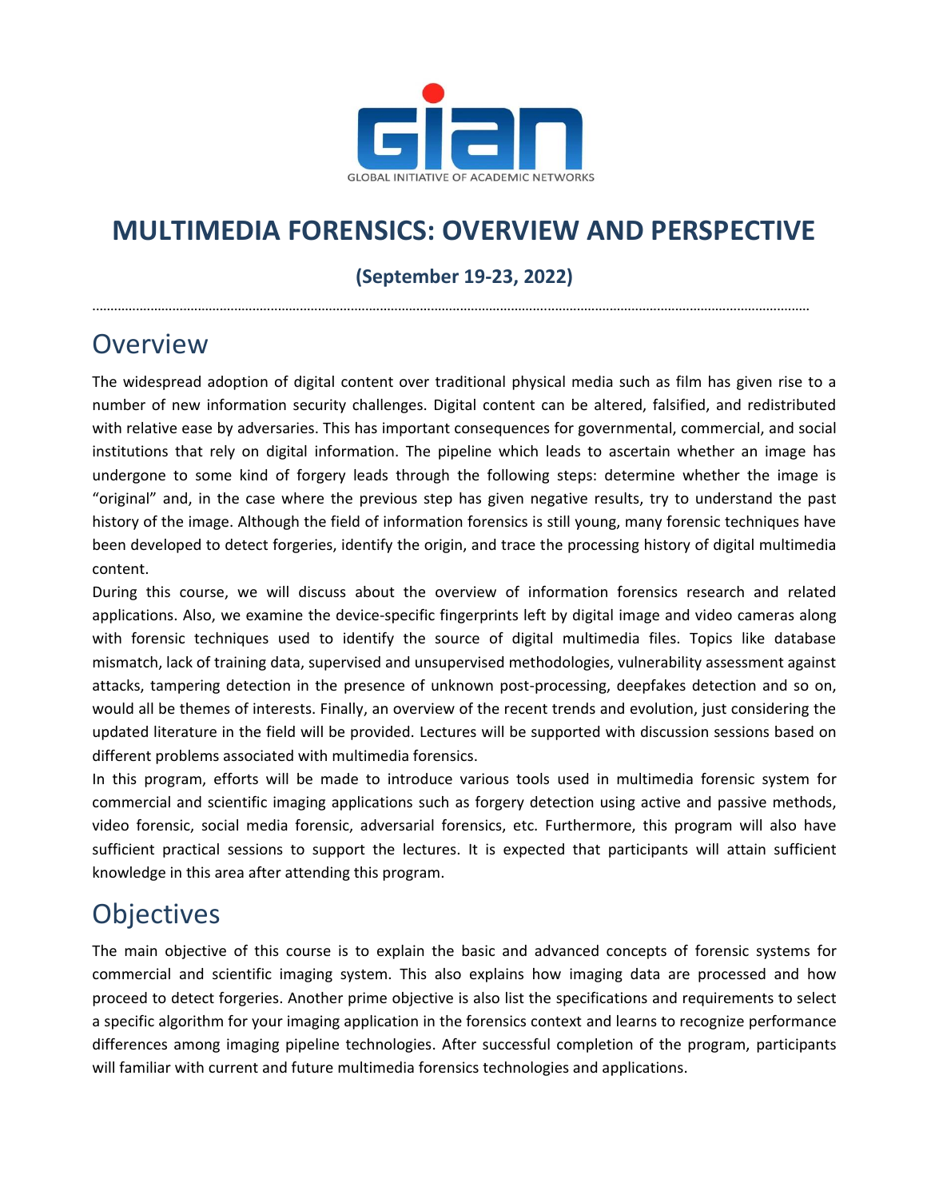GLOBAL INITIATIVE OF ACADEMIC NETWORKS

# MULTIMEDIA FORENSICS: OVERVIEW AND PERSPECTIVE

**(September 19-23, 2022)**

## Overview

The widespread adoption of digital content over traditional physical media such as film has given rise to a number of new information security challenges. Digital content can be altered, falsified, and redistributed with relative ease by adversaries. This has important consequences for governmental, commercial, and social institutions that rely on digital information. The pipeline which leads to ascertain whether an image has undergone to some kind of forgery leads through the following steps: determine whether the image is "original" and, in the case where the previous step has given negative results, try to understand the past history of the image. Although the field of information forensics is still young, many forensic techniques have been developed to detect forgeries, identify the origin, and trace the processing history of digital multimedia content.

During this course, we will discuss about the overview of information forensics research and related applications. Also, we examine the device-specific fingerprints left by digital image and video cameras along with forensic techniques used to identify the source of digital multimedia files. Topics like database mismatch, lack of training data, supervised and unsupervised methodologies, vulnerability assessment against attacks, tampering detection in the presence of unknown post-processing, deepfakes detection and so on, would all be themes of interests. Finally, an overview of the recent trends and evolution, just considering the updated literature in the field will be provided. Lectures will be supported with discussion sessions based on different problems associated with multimedia forensics.

In this program, efforts will be made to introduce various tools used in multimedia forensic system for commercial and scientific imaging applications such as forgery detection using active and passive methods, video forensic, social media forensic, adversarial forensics, etc. Furthermore, this program will also have sufficient practical sessions to support the lectures. It is expected that participants will attain sufficient knowledge in this area after attending this program.

## Objectives

The main objective of this course is to explain the basic and advanced concepts of forensic systems for commercial and scientific imaging system. This also explains how imaging data are processed and how proceed to detect forgeries. Another prime objective is also list the specifications and requirements to select a specific algorithm for your imaging application in the forensics context and learns to recognize performance differences among imaging pipeline technologies. After successful completion of the program, participants will familiar with current and future multimedia forensics technologies and applications.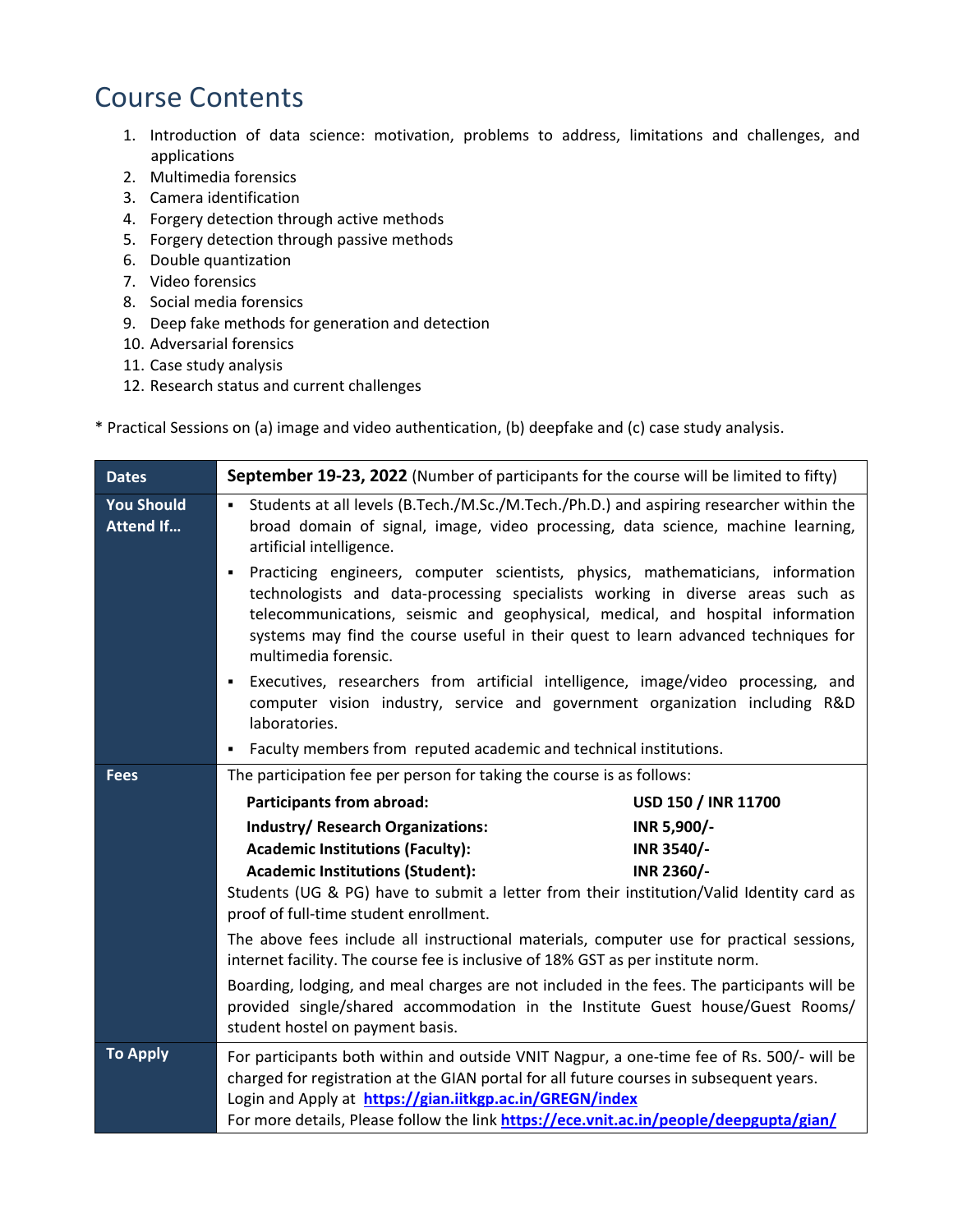# Course Contents

1. Introduction of data science: motivation, problems to address, limitations and challenges, and applications
2. Multimedia forensics
3. Camera identification
4. Forgery detection through active methods
5. Forgery detection through passive methods
6. Double quantization
7. Video forensics
8. Social media forensics
9. Deep fake methods for generation and detection
10. Adversarial forensics
11. Case study analysis
12. Research status and current challenges

* Practical Sessions on (a) image and video authentication, (b) deepfake and (c) case study analysis.

| | |
|---|---|
| **Dates** | **September 19-23, 2022** (Number of participants for the course will be limited to fifty) |
| **You Should Attend If…** | ▪ Students at all levels (B.Tech./M.Sc./M.Tech./Ph.D.) and aspiring researcher within the broad domain of signal, image, video processing, data science, machine learning, artificial intelligence.<br>▪ Practicing engineers, computer scientists, physics, mathematicians, information technologists and data-processing specialists working in diverse areas such as telecommunications, seismic and geophysical, medical, and hospital information systems may find the course useful in their quest to learn advanced techniques for multimedia forensic.<br>▪ Executives, researchers from artificial intelligence, image/video processing, and computer vision industry, service and government organization including R&D laboratories.<br>▪ Faculty members from reputed academic and technical institutions. |
| **Fees** | The participation fee per person for taking the course is as follows:<br>**Participants from abroad:** **USD 150 / INR 11700**<br>**Industry/ Research Organizations:** **INR 5,900/-**<br>**Academic Institutions (Faculty):** **INR 3540/-**<br>**Academic Institutions (Student):** **INR 2360/-**<br>Students (UG & PG) have to submit a letter from their institution/Valid Identity card as proof of full-time student enrollment.<br>The above fees include all instructional materials, computer use for practical sessions, internet facility. The course fee is inclusive of 18% GST as per institute norm.<br>Boarding, lodging, and meal charges are not included in the fees. The participants will be provided single/shared accommodation in the Institute Guest house/Guest Rooms/ student hostel on payment basis. |
| **To Apply** | For participants both within and outside VNIT Nagpur, a one-time fee of Rs. 500/- will be charged for registration at the GIAN portal for all future courses in subsequent years.<br>Login and Apply at **https://gian.iitkgp.ac.in/GREGN/index**<br>For more details, Please follow the link **https://ece.vnit.ac.in/people/deepgupta/gian/** |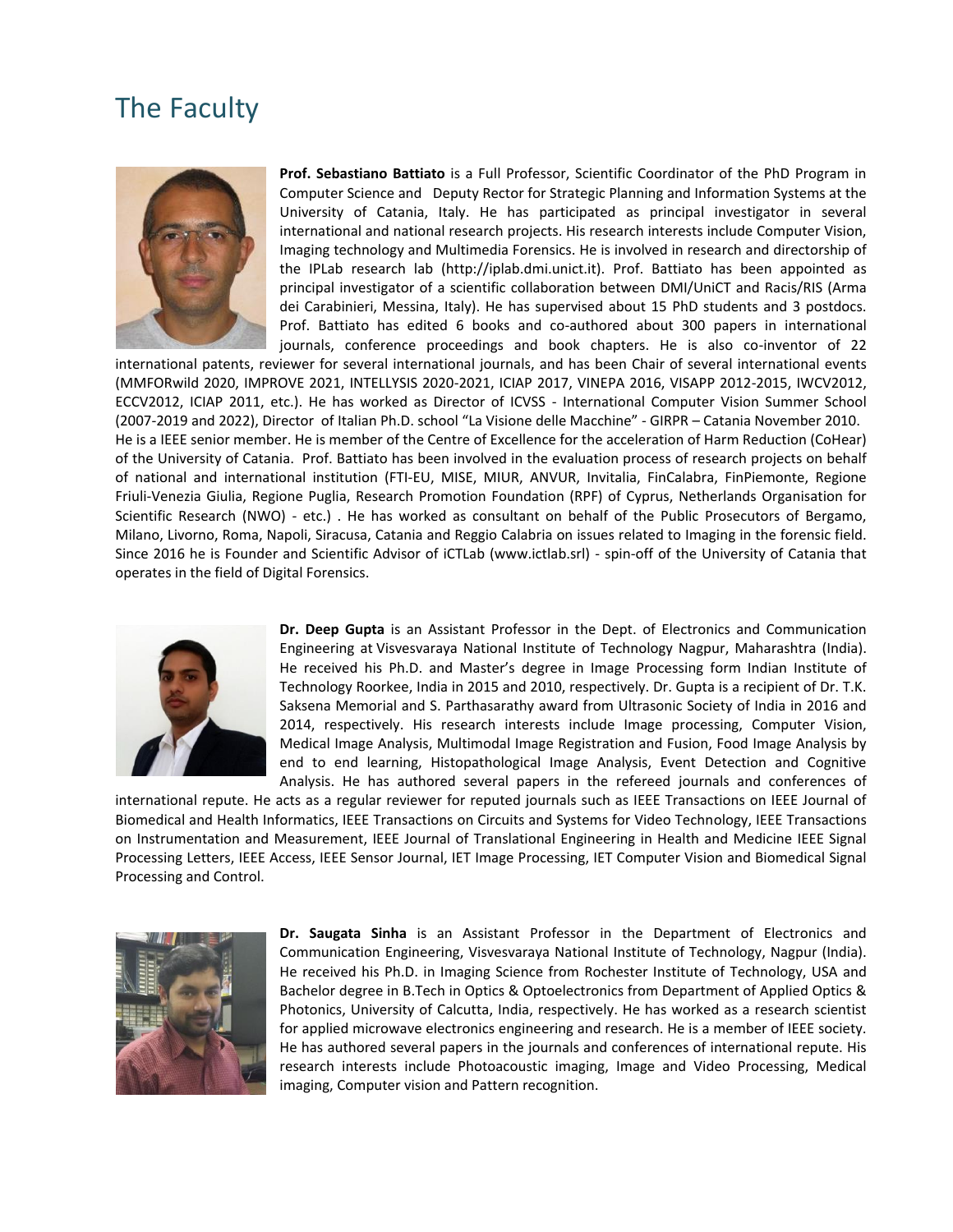# The Faculty

**Prof. Sebastiano Battiato** is a Full Professor, Scientific Coordinator of the PhD Program in Computer Science and Deputy Rector for Strategic Planning and Information Systems at the University of Catania, Italy. He has participated as principal investigator in several international and national research projects. His research interests include Computer Vision, Imaging technology and Multimedia Forensics. He is involved in research and directorship of the IPLab research lab (http://iplab.dmi.unict.it). Prof. Battiato has been appointed as principal investigator of a scientific collaboration between DMI/UniCT and Racis/RIS (Arma dei Carabinieri, Messina, Italy). He has supervised about 15 PhD students and 3 postdocs. Prof. Battiato has edited 6 books and co-authored about 300 papers in international journals, conference proceedings and book chapters. He is also co-inventor of 22 international patents, reviewer for several international journals, and has been Chair of several international events (MMFORwild 2020, IMPROVE 2021, INTELLYSIS 2020-2021, ICIAP 2017, VINEPA 2016, VISAPP 2012-2015, IWCV2012, ECCV2012, ICIAP 2011, etc.). He has worked as Director of ICVSS - International Computer Vision Summer School (2007-2019 and 2022), Director of Italian Ph.D. school "La Visione delle Macchine" - GIRPR – Catania November 2010. He is a IEEE senior member. He is member of the Centre of Excellence for the acceleration of Harm Reduction (CoHear) of the University of Catania. Prof. Battiato has been involved in the evaluation process of research projects on behalf of national and international institution (FTI-EU, MISE, MIUR, ANVUR, Invitalia, FinCalabra, FinPiemonte, Regione Friuli-Venezia Giulia, Regione Puglia, Research Promotion Foundation (RPF) of Cyprus, Netherlands Organisation for Scientific Research (NWO) - etc.) . He has worked as consultant on behalf of the Public Prosecutors of Bergamo, Milano, Livorno, Roma, Napoli, Siracusa, Catania and Reggio Calabria on issues related to Imaging in the forensic field. Since 2016 he is Founder and Scientific Advisor of iCTLab (www.ictlab.srl) - spin-off of the University of Catania that operates in the field of Digital Forensics.

**Dr. Deep Gupta** is an Assistant Professor in the Dept. of Electronics and Communication Engineering at Visvesvaraya National Institute of Technology Nagpur, Maharashtra (India). He received his Ph.D. and Master's degree in Image Processing form Indian Institute of Technology Roorkee, India in 2015 and 2010, respectively. Dr. Gupta is a recipient of Dr. T.K. Saksena Memorial and S. Parthasarathy award from Ultrasonic Society of India in 2016 and 2014, respectively. His research interests include Image processing, Computer Vision, Medical Image Analysis, Multimodal Image Registration and Fusion, Food Image Analysis by end to end learning, Histopathological Image Analysis, Event Detection and Cognitive Analysis. He has authored several papers in the refereed journals and conferences of international repute. He acts as a regular reviewer for reputed journals such as IEEE Transactions on IEEE Journal of Biomedical and Health Informatics, IEEE Transactions on Circuits and Systems for Video Technology, IEEE Transactions on Instrumentation and Measurement, IEEE Journal of Translational Engineering in Health and Medicine IEEE Signal Processing Letters, IEEE Access, IEEE Sensor Journal, IET Image Processing, IET Computer Vision and Biomedical Signal Processing and Control.

**Dr. Saugata Sinha** is an Assistant Professor in the Department of Electronics and Communication Engineering, Visvesvaraya National Institute of Technology, Nagpur (India). He received his Ph.D. in Imaging Science from Rochester Institute of Technology, USA and Bachelor degree in B.Tech in Optics & Optoelectronics from Department of Applied Optics & Photonics, University of Calcutta, India, respectively. He has worked as a research scientist for applied microwave electronics engineering and research. He is a member of IEEE society. He has authored several papers in the journals and conferences of international repute. His research interests include Photoacoustic imaging, Image and Video Processing, Medical imaging, Computer vision and Pattern recognition.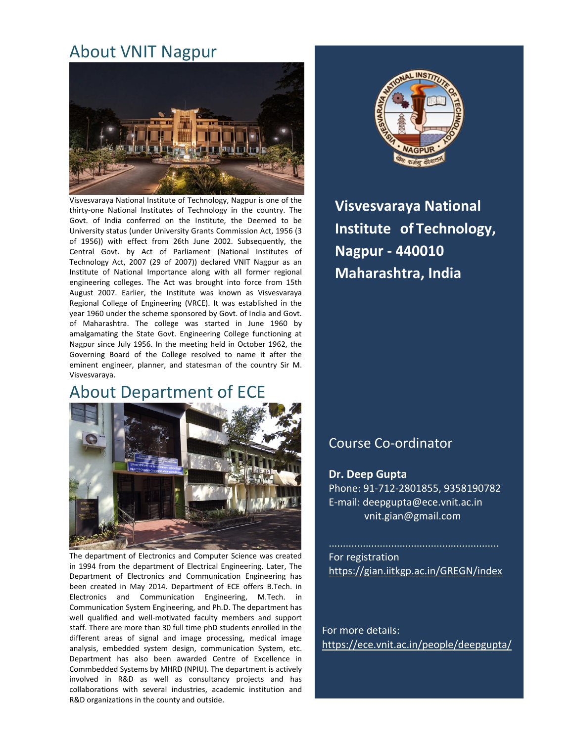# About VNIT Nagpur

Visvesvaraya National Institute of Technology, Nagpur is one of the thirty-one National Institutes of Technology in the country. The Govt. of India conferred on the Institute, the Deemed to be University status (under University Grants Commission Act, 1956 (3 of 1956)) with effect from 26th June 2002. Subsequently, the Central Govt. by Act of Parliament (National Institutes of Technology Act, 2007 (29 of 2007)) declared VNIT Nagpur as an Institute of National Importance along with all former regional engineering colleges. The Act was brought into force from 15th August 2007. Earlier, the Institute was known as Visvesvaraya Regional College of Engineering (VRCE). It was established in the year 1960 under the scheme sponsored by Govt. of India and Govt. of Maharashtra. The college was started in June 1960 by amalgamating the State Govt. Engineering College functioning at Nagpur since July 1956. In the meeting held in October 1962, the Governing Board of the College resolved to name it after the eminent engineer, planner, and statesman of the country Sir M. Visvesvaraya.

# About Department of ECE

The department of Electronics and Computer Science was created in 1994 from the department of Electrical Engineering. Later, The Department of Electronics and Communication Engineering has been created in May 2014. Department of ECE offers B.Tech. in Electronics and Communication Engineering, M.Tech. in Communication System Engineering, and Ph.D. The department has well qualified and well-motivated faculty members and support staff. There are more than 30 full time phD students enrolled in the different areas of signal and image processing, medical image analysis, embedded system design, communication System, etc. Department has also been awarded Centre of Excellence in Commbedded Systems by MHRD (NPIU). The department is actively involved in R&D as well as consultancy projects and has collaborations with several industries, academic institution and R&D organizations in the county and outside.

**Visvesvaraya National Institute of Technology, Nagpur - 440010 Maharashtra, India**

## Course Co-ordinator

**Dr. Deep Gupta**
Phone: 91-712-2801855, 9358190782
E-mail: deepgupta@ece.vnit.ac.in
vnit.gian@gmail.com

..........................................................

For registration
https://gian.iitkgp.ac.in/GREGN/index

For more details:
https://ece.vnit.ac.in/people/deepgupta/